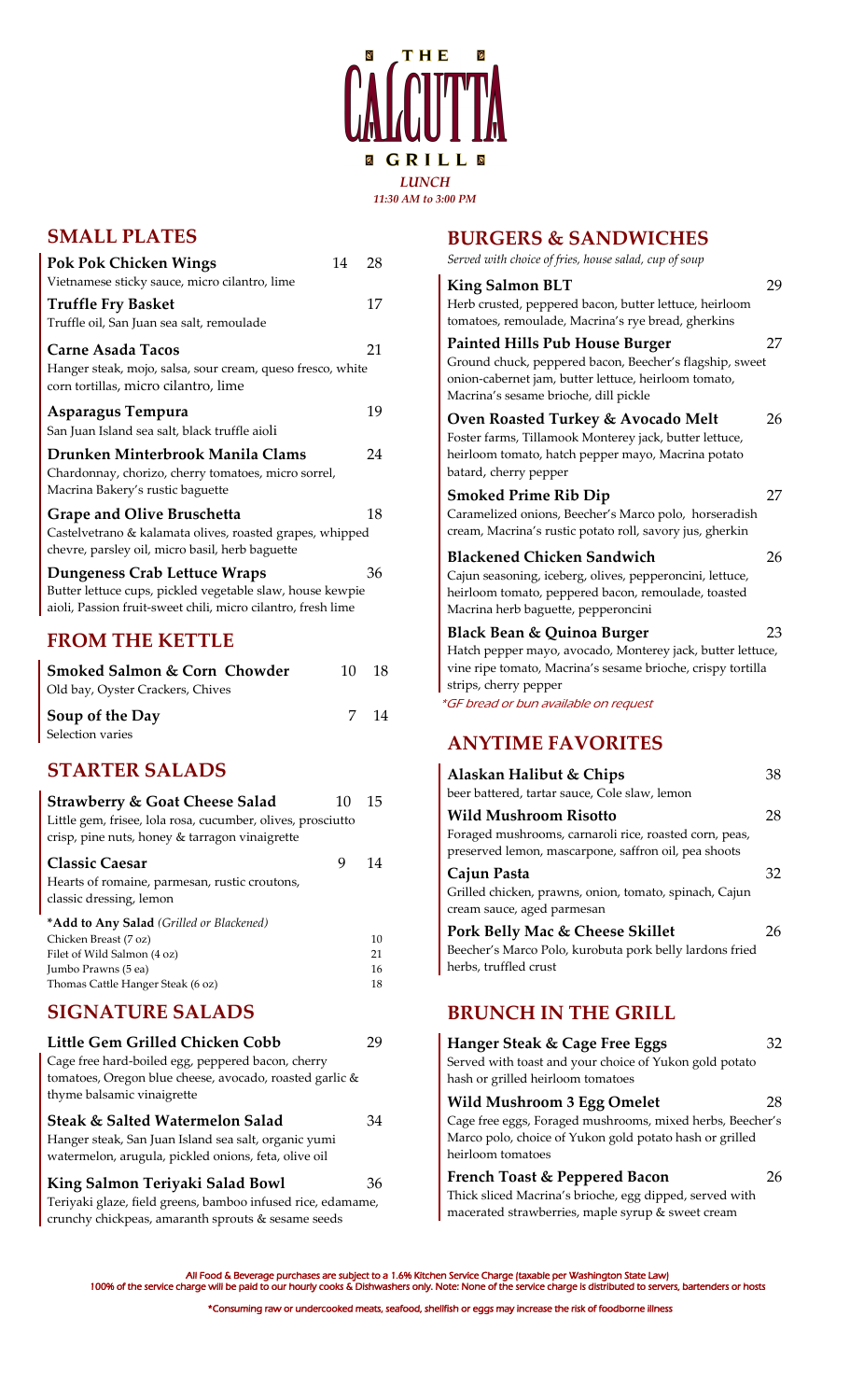# THE CALCUTTA GRILL

*LUNCH*
*11:30 AM to 3:00 PM*

## SMALL PLATES

**Pok Pok Chicken Wings** 14 28
Vietnamese sticky sauce, micro cilantro, lime

**Truffle Fry Basket** 17
Truffle oil, San Juan sea salt, remoulade

**Carne Asada Tacos** 21
Hanger steak, mojo, salsa, sour cream, queso fresco, white corn tortillas, micro cilantro, lime

**Asparagus Tempura** 19
San Juan Island sea salt, black truffle aioli

**Drunken Minterbrook Manila Clams** 24
Chardonnay, chorizo, cherry tomatoes, micro sorrel, Macrina Bakery's rustic baguette

**Grape and Olive Bruschetta** 18
Castelvetrano & kalamata olives, roasted grapes, whipped chevre, parsley oil, micro basil, herb baguette

**Dungeness Crab Lettuce Wraps** 36
Butter lettuce cups, pickled vegetable slaw, house kewpie aioli, Passion fruit-sweet chili, micro cilantro, fresh lime

## FROM THE KETTLE

**Smoked Salmon & Corn Chowder** 10 18
Old bay, Oyster Crackers, Chives

**Soup of the Day** 7 14
Selection varies

## STARTER SALADS

**Strawberry & Goat Cheese Salad** 10 15
Little gem, frisee, lola rosa, cucumber, olives, prosciutto crisp, pine nuts, honey & tarragon vinaigrette

**Classic Caesar** 9 14
Hearts of romaine, parmesan, rustic croutons, classic dressing, lemon

**\*Add to Any Salad** *(Grilled or Blackened)*

| | |
|---|---|
| Chicken Breast (7 oz) | 10 |
| Filet of Wild Salmon (4 oz) | 21 |
| Jumbo Prawns (5 ea) | 16 |
| Thomas Cattle Hanger Steak (6 oz) | 18 |

## SIGNATURE SALADS

**Little Gem Grilled Chicken Cobb** 29
Cage free hard-boiled egg, peppered bacon, cherry tomatoes, Oregon blue cheese, avocado, roasted garlic & thyme balsamic vinaigrette

**Steak & Salted Watermelon Salad** 34
Hanger steak, San Juan Island sea salt, organic yumi watermelon, arugula, pickled onions, feta, olive oil

**King Salmon Teriyaki Salad Bowl** 36
Teriyaki glaze, field greens, bamboo infused rice, edamame, crunchy chickpeas, amaranth sprouts & sesame seeds

## BURGERS & SANDWICHES

*Served with choice of fries, house salad, cup of soup*

**King Salmon BLT** 29
Herb crusted, peppered bacon, butter lettuce, heirloom tomatoes, remoulade, Macrina's rye bread, gherkins

**Painted Hills Pub House Burger** 27
Ground chuck, peppered bacon, Beecher's flagship, sweet onion-cabernet jam, butter lettuce, heirloom tomato, Macrina's sesame brioche, dill pickle

**Oven Roasted Turkey & Avocado Melt** 26
Foster farms, Tillamook Monterey jack, butter lettuce, heirloom tomato, hatch pepper mayo, Macrina potato batard, cherry pepper

**Smoked Prime Rib Dip** 27
Caramelized onions, Beecher's Marco polo, horseradish cream, Macrina's rustic potato roll, savory jus, gherkin

**Blackened Chicken Sandwich** 26
Cajun seasoning, iceberg, olives, pepperoncini, lettuce, heirloom tomato, peppered bacon, remoulade, toasted Macrina herb baguette, pepperoncini

**Black Bean & Quinoa Burger** 23
Hatch pepper mayo, avocado, Monterey jack, butter lettuce, vine ripe tomato, Macrina's sesame brioche, crispy tortilla strips, cherry pepper

*\*GF bread or bun available on request*

## ANYTIME FAVORITES

**Alaskan Halibut & Chips** 38
beer battered, tartar sauce, Cole slaw, lemon

**Wild Mushroom Risotto** 28
Foraged mushrooms, carnaroli rice, roasted corn, peas, preserved lemon, mascarpone, saffron oil, pea shoots

**Cajun Pasta** 32
Grilled chicken, prawns, onion, tomato, spinach, Cajun cream sauce, aged parmesan

**Pork Belly Mac & Cheese Skillet** 26
Beecher's Marco Polo, kurobuta pork belly lardons fried herbs, truffled crust

## BRUNCH IN THE GRILL

**Hanger Steak & Cage Free Eggs** 32
Served with toast and your choice of Yukon gold potato hash or grilled heirloom tomatoes

**Wild Mushroom 3 Egg Omelet** 28
Cage free eggs, Foraged mushrooms, mixed herbs, Beecher's Marco polo, choice of Yukon gold potato hash or grilled heirloom tomatoes

**French Toast & Peppered Bacon** 26
Thick sliced Macrina's brioche, egg dipped, served with macerated strawberries, maple syrup & sweet cream

All Food & Beverage purchases are subject to a 1.6% Kitchen Service Charge (taxable per Washington State Law)
100% of the service charge will be paid to our hourly cooks & Dishwashers only. Note: None of the service charge is distributed to servers, bartenders or hosts

\*Consuming raw or undercooked meats, seafood, shellfish or eggs may increase the risk of foodborne illness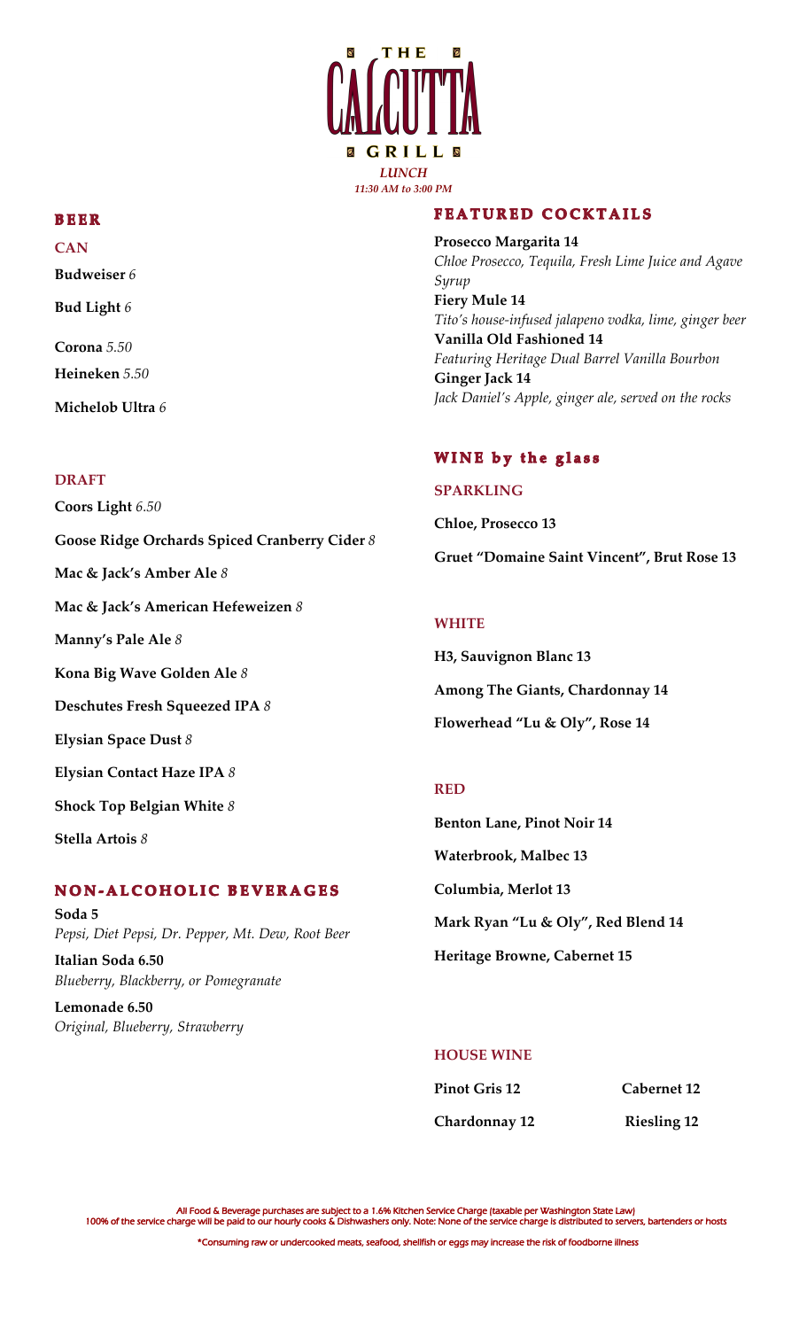# THE CALCUTTA GRILL

*LUNCH*
*11:30 AM to 3:00 PM*

## BEER

### CAN

**Budweiser** *6*

**Bud Light** *6*

**Corona** *5.50*

**Heineken** *5.50*

**Michelob Ultra** *6*

### DRAFT

**Coors Light** *6.50*

**Goose Ridge Orchards Spiced Cranberry Cider** *8*

**Mac & Jack's Amber Ale** *8*

**Mac & Jack's American Hefeweizen** *8*

**Manny's Pale Ale** *8*

**Kona Big Wave Golden Ale** *8*

**Deschutes Fresh Squeezed IPA** *8*

**Elysian Space Dust** *8*

**Elysian Contact Haze IPA** *8*

**Shock Top Belgian White** *8*

**Stella Artois** *8*

## NON-ALCOHOLIC BEVERAGES

**Soda 5**
*Pepsi, Diet Pepsi, Dr. Pepper, Mt. Dew, Root Beer*

**Italian Soda 6.50**
*Blueberry, Blackberry, or Pomegranate*

**Lemonade 6.50**
*Original, Blueberry, Strawberry*

## FEATURED COCKTAILS

**Prosecco Margarita 14**
*Chloe Prosecco, Tequila, Fresh Lime Juice and Agave Syrup*

**Fiery Mule 14**
*Tito's house-infused jalapeno vodka, lime, ginger beer*

**Vanilla Old Fashioned 14**
*Featuring Heritage Dual Barrel Vanilla Bourbon*

**Ginger Jack 14**
*Jack Daniel's Apple, ginger ale, served on the rocks*

## WINE by the glass

### SPARKLING

**Chloe, Prosecco 13**

**Gruet "Domaine Saint Vincent", Brut Rose 13**

### WHITE

**H3, Sauvignon Blanc 13**

**Among The Giants, Chardonnay 14**

**Flowerhead "Lu & Oly", Rose 14**

### RED

**Benton Lane, Pinot Noir 14**

**Waterbrook, Malbec 13**

**Columbia, Merlot 13**

**Mark Ryan "Lu & Oly", Red Blend 14**

**Heritage Browne, Cabernet 15**

### HOUSE WINE

| | |
|---|---|
| **Pinot Gris 12** | **Cabernet 12** |
| **Chardonnay 12** | **Riesling 12** |

All Food & Beverage purchases are subject to a 1.6% Kitchen Service Charge (taxable per Washington State Law)
100% of the service charge will be paid to our hourly cooks & Dishwashers only. Note: None of the service charge is distributed to servers, bartenders or hosts

*Consuming raw or undercooked meats, seafood, shellfish or eggs may increase the risk of foodborne illness